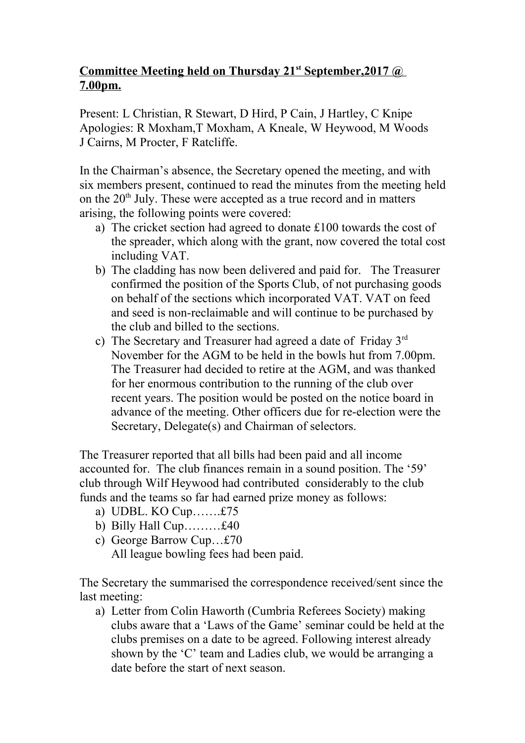**Committee Meeting held on Thursday 21st September,2017 @ 7.00pm.**

Present: L Christian, R Stewart, D Hird, P Cain, J Hartley, C Knipe
Apologies: R Moxham,T Moxham, A Kneale, W Heywood, M Woods
J Cairns, M Procter, F Ratcliffe.

In the Chairman's absence, the Secretary opened the meeting, and with six members present, continued to read the minutes from the meeting held on the 20th July. These were accepted as a true record and in matters arising, the following points were covered:

a) The cricket section had agreed to donate £100 towards the cost of the spreader, which along with the grant, now covered the total cost including VAT.
b) The cladding has now been delivered and paid for. The Treasurer confirmed the position of the Sports Club, of not purchasing goods on behalf of the sections which incorporated VAT. VAT on feed and seed is non-reclaimable and will continue to be purchased by the club and billed to the sections.
c) The Secretary and Treasurer had agreed a date of Friday 3rd November for the AGM to be held in the bowls hut from 7.00pm. The Treasurer had decided to retire at the AGM, and was thanked for her enormous contribution to the running of the club over recent years. The position would be posted on the notice board in advance of the meeting. Other officers due for re-election were the Secretary, Delegate(s) and Chairman of selectors.

The Treasurer reported that all bills had been paid and all income accounted for. The club finances remain in a sound position. The '59' club through Wilf Heywood had contributed considerably to the club funds and the teams so far had earned prize money as follows:

a) UDBL. KO Cup…….£75
b) Billy Hall Cup………£40
c) George Barrow Cup…£70

All league bowling fees had been paid.

The Secretary the summarised the correspondence received/sent since the last meeting:

a) Letter from Colin Haworth (Cumbria Referees Society) making clubs aware that a 'Laws of the Game' seminar could be held at the clubs premises on a date to be agreed. Following interest already shown by the 'C' team and Ladies club, we would be arranging a date before the start of next season.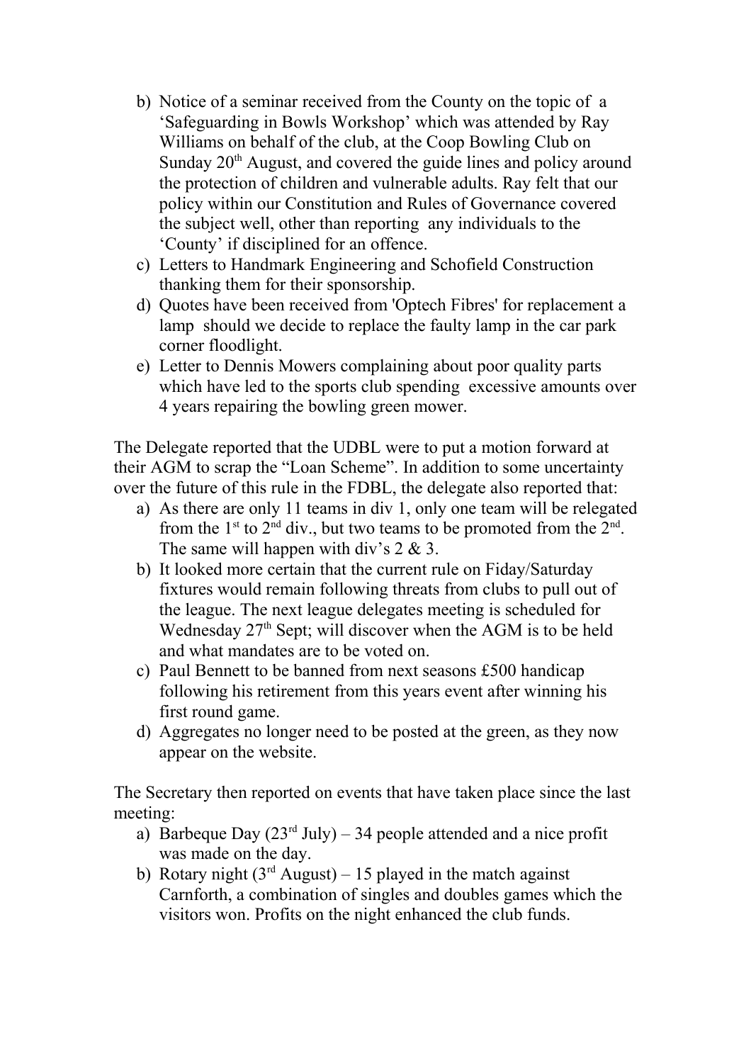b) Notice of a seminar received from the County on the topic of a 'Safeguarding in Bowls Workshop' which was attended by Ray Williams on behalf of the club, at the Coop Bowling Club on Sunday 20th August, and covered the guide lines and policy around the protection of children and vulnerable adults. Ray felt that our policy within our Constitution and Rules of Governance covered the subject well, other than reporting any individuals to the 'County' if disciplined for an offence.
c) Letters to Handmark Engineering and Schofield Construction thanking them for their sponsorship.
d) Quotes have been received from 'Optech Fibres' for replacement a lamp should we decide to replace the faulty lamp in the car park corner floodlight.
e) Letter to Dennis Mowers complaining about poor quality parts which have led to the sports club spending excessive amounts over 4 years repairing the bowling green mower.

The Delegate reported that the UDBL were to put a motion forward at their AGM to scrap the "Loan Scheme". In addition to some uncertainty over the future of this rule in the FDBL, the delegate also reported that:

a) As there are only 11 teams in div 1, only one team will be relegated from the 1st to 2nd div., but two teams to be promoted from the 2nd. The same will happen with div's 2 & 3.
b) It looked more certain that the current rule on Fiday/Saturday fixtures would remain following threats from clubs to pull out of the league. The next league delegates meeting is scheduled for Wednesday 27th Sept; will discover when the AGM is to be held and what mandates are to be voted on.
c) Paul Bennett to be banned from next seasons £500 handicap following his retirement from this years event after winning his first round game.
d) Aggregates no longer need to be posted at the green, as they now appear on the website.

The Secretary then reported on events that have taken place since the last meeting:

a) Barbeque Day (23rd July) – 34 people attended and a nice profit was made on the day.
b) Rotary night (3rd August) – 15 played in the match against Carnforth, a combination of singles and doubles games which the visitors won. Profits on the night enhanced the club funds.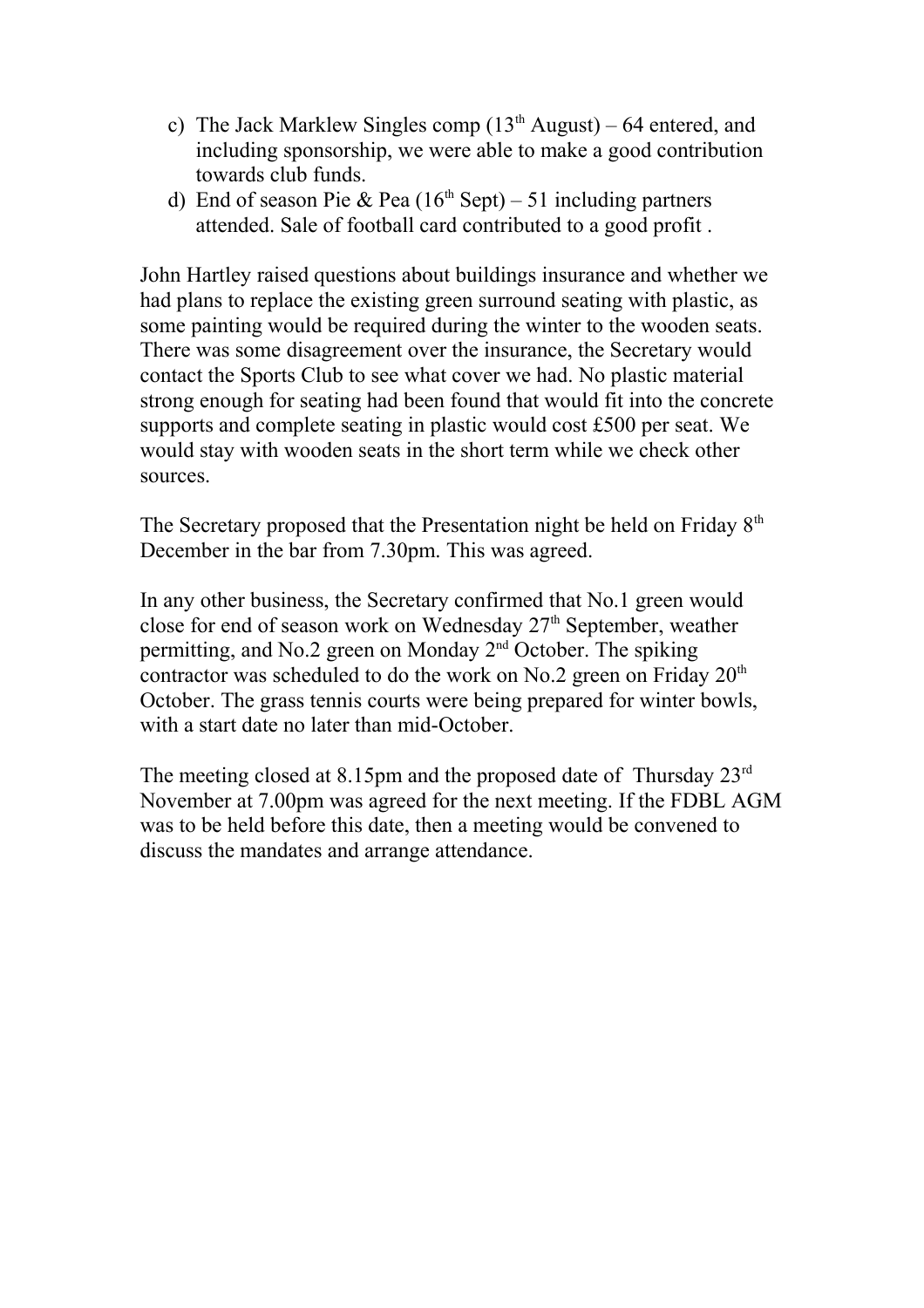c) The Jack Marklew Singles comp (13th August) – 64 entered, and including sponsorship, we were able to make a good contribution towards club funds.
d) End of season Pie & Pea (16th Sept) – 51 including partners attended. Sale of football card contributed to a good profit .

John Hartley raised questions about buildings insurance and whether we had plans to replace the existing green surround seating with plastic, as some painting would be required during the winter to the wooden seats. There was some disagreement over the insurance, the Secretary would contact the Sports Club to see what cover we had. No plastic material strong enough for seating had been found that would fit into the concrete supports and complete seating in plastic would cost £500 per seat. We would stay with wooden seats in the short term while we check other sources.

The Secretary proposed that the Presentation night be held on Friday 8th December in the bar from 7.30pm. This was agreed.

In any other business, the Secretary confirmed that No.1 green would close for end of season work on Wednesday 27th September, weather permitting, and No.2 green on Monday 2nd October. The spiking contractor was scheduled to do the work on No.2 green on Friday 20th October. The grass tennis courts were being prepared for winter bowls, with a start date no later than mid-October.

The meeting closed at 8.15pm and the proposed date of Thursday 23rd November at 7.00pm was agreed for the next meeting. If the FDBL AGM was to be held before this date, then a meeting would be convened to discuss the mandates and arrange attendance.